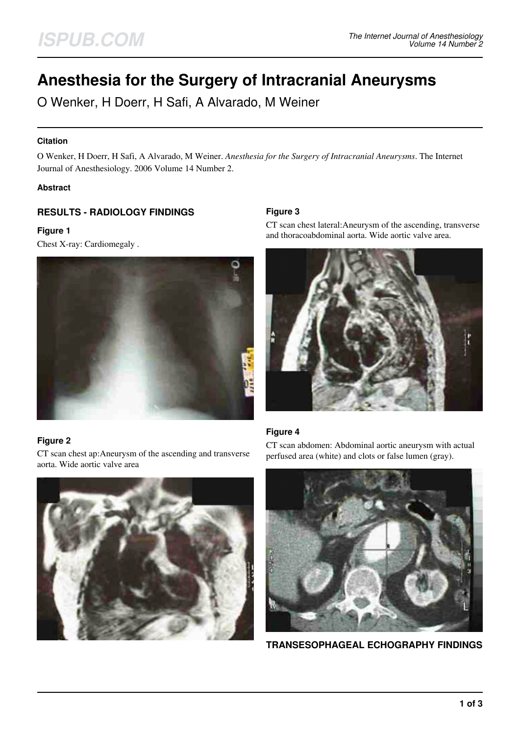# Anesthesia for the Surgery of Intracranial Aneurysms

O Wenker, H Doerr, H Safi, A Alvarado, M Weiner

#### Citation

O Wenker, H Doerr, H Safi, A Alvarado, M Weiner. *Anesthesia for the Surgery of Intracranial Aneurysms*. The Internet Journal of Anesthesiology. 2006 Volume 14 Number 2.

#### Abstract

## RESULTS - RADIOLOGY FINDINGS

#### Figure 1

Chest X-ray: Cardiomegaly .

#### Figure 2

CT scan chest ap:Aneurysm of the ascending and transverse aorta. Wide aortic valve area

#### Figure 3

CT scan chest lateral:Aneurysm of the ascending, transverse and thoracoabdominal aorta. Wide aortic valve area.

#### Figure 4

CT scan abdomen: Abdominal aortic aneurysm with actual perfused area (white) and clots or false lumen (gray).

## TRANSESOPHAGEAL ECHOGRAPHY FINDINGS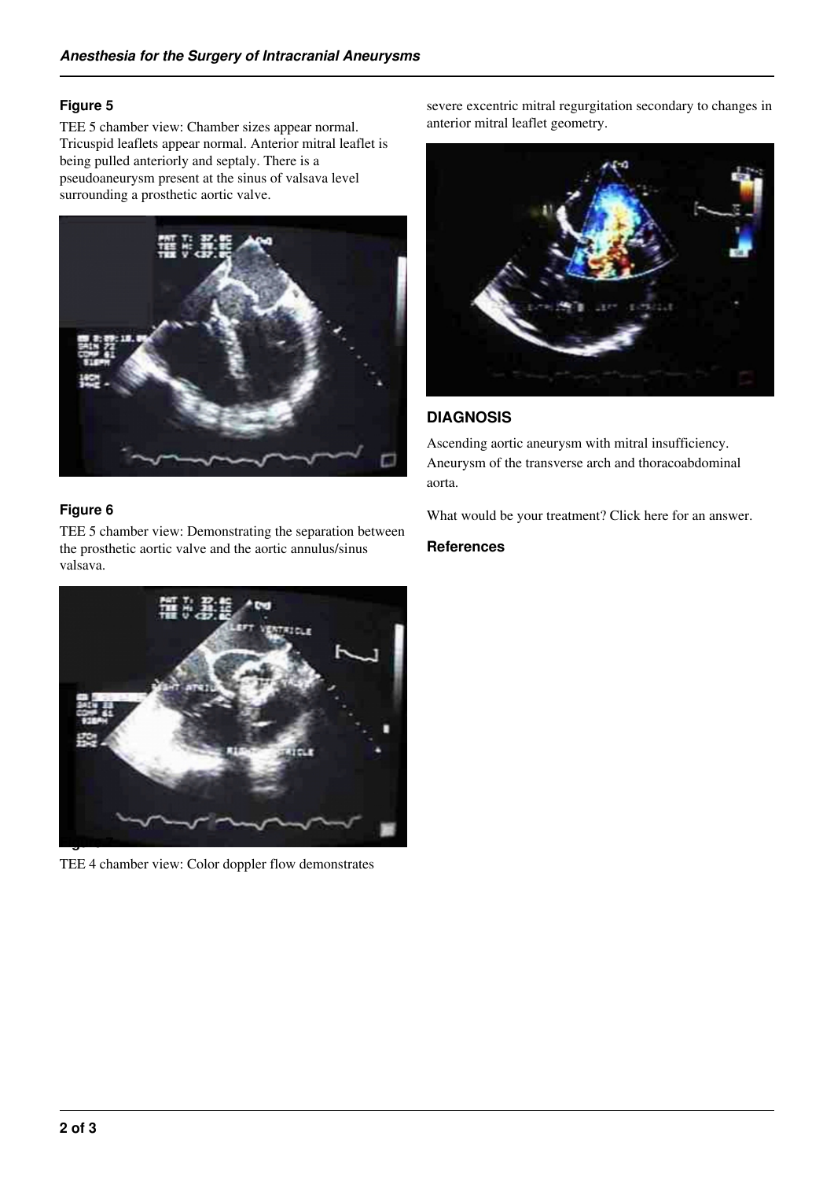### Figure 5

TEE 5 chamber view: Chamber sizes appear normal. Tricuspid leaflets appear normal. Anterior mitral leaflet is being pulled anteriorly and septaly. There is a pseudoaneurysm present at the sinus of valsava level surrounding a prosthetic aortic valve.

### Figure 6

TEE 5 chamber view: Demonstrating the separation between the prosthetic aortic valve and the aortic annulus/sinus valsava.

TEE 4 chamber view: Color doppler flow demonstrates severe excentric mitral regurgitation secondary to changes in anterior mitral leaflet geometry.

## DIAGNOSIS

Ascending aortic aneurysm with mitral insufficiency. Aneurysm of the transverse arch and thoracoabdominal aorta.

What would be your treatment? Click here for an answer.

### References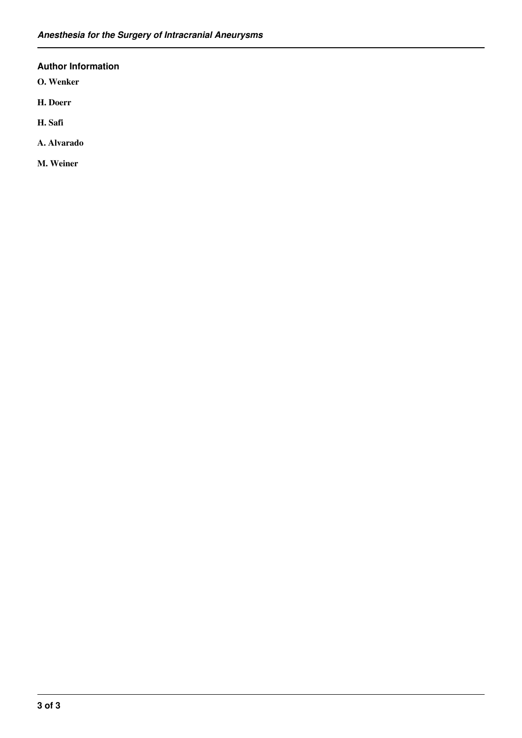### Author Information

**O. Wenker**

**H. Doerr**

**H. Safi**

**A. Alvarado**

**M. Weiner**